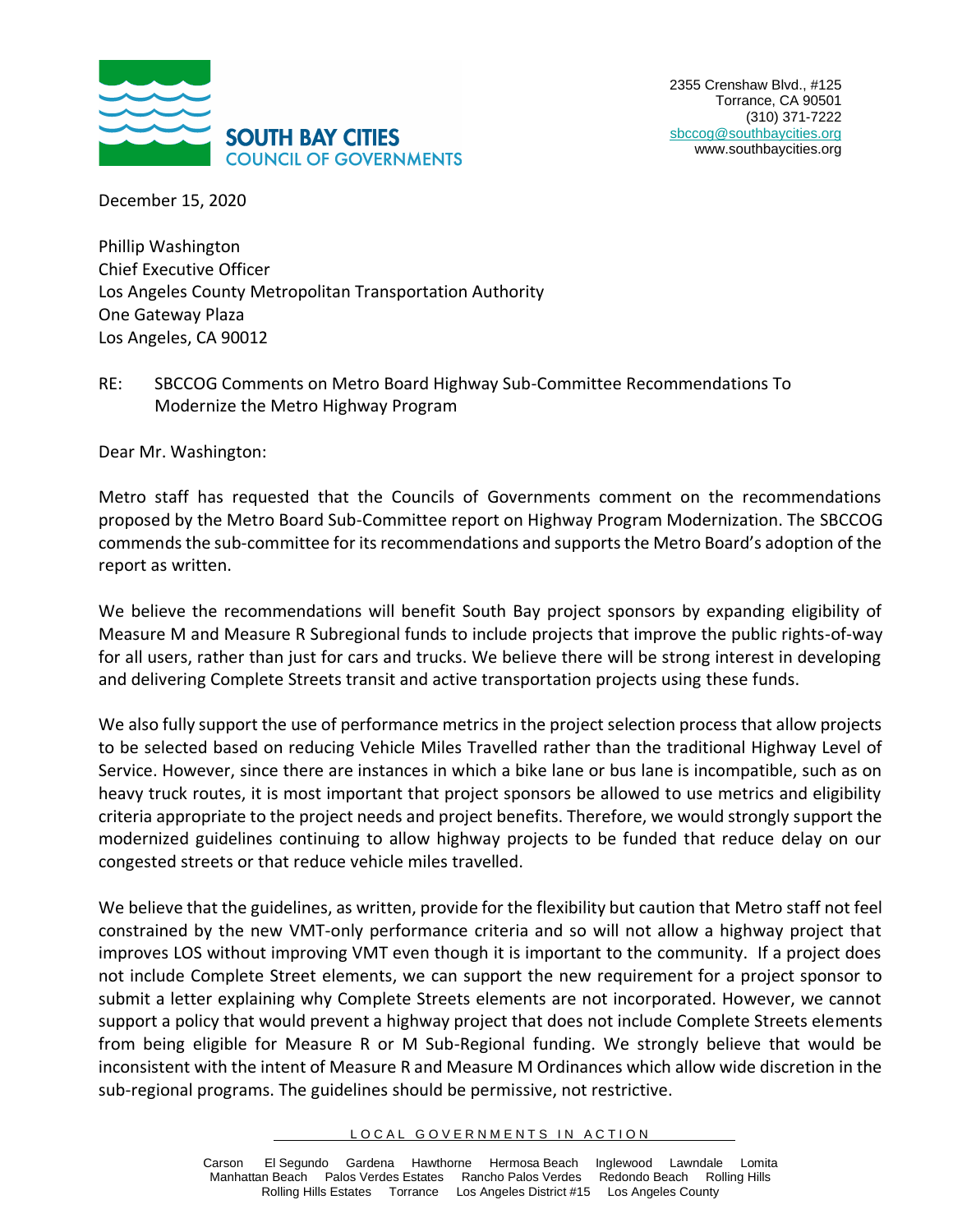**SOUTH BAY CITIES COUNCIL OF GOVERNMENTS**

2355 Crenshaw Blvd., #125
Torrance, CA 90501
(310) 371-7222
sbccog@southbaycities.org
www.southbaycities.org

December 15, 2020

Phillip Washington
Chief Executive Officer
Los Angeles County Metropolitan Transportation Authority
One Gateway Plaza
Los Angeles, CA 90012

RE: SBCCOG Comments on Metro Board Highway Sub-Committee Recommendations To Modernize the Metro Highway Program

Dear Mr. Washington:

Metro staff has requested that the Councils of Governments comment on the recommendations proposed by the Metro Board Sub-Committee report on Highway Program Modernization. The SBCCOG commends the sub-committee for its recommendations and supports the Metro Board's adoption of the report as written.

We believe the recommendations will benefit South Bay project sponsors by expanding eligibility of Measure M and Measure R Subregional funds to include projects that improve the public rights-of-way for all users, rather than just for cars and trucks. We believe there will be strong interest in developing and delivering Complete Streets transit and active transportation projects using these funds.

We also fully support the use of performance metrics in the project selection process that allow projects to be selected based on reducing Vehicle Miles Travelled rather than the traditional Highway Level of Service. However, since there are instances in which a bike lane or bus lane is incompatible, such as on heavy truck routes, it is most important that project sponsors be allowed to use metrics and eligibility criteria appropriate to the project needs and project benefits. Therefore, we would strongly support the modernized guidelines continuing to allow highway projects to be funded that reduce delay on our congested streets or that reduce vehicle miles travelled.

We believe that the guidelines, as written, provide for the flexibility but caution that Metro staff not feel constrained by the new VMT-only performance criteria and so will not allow a highway project that improves LOS without improving VMT even though it is important to the community. If a project does not include Complete Street elements, we can support the new requirement for a project sponsor to submit a letter explaining why Complete Streets elements are not incorporated. However, we cannot support a policy that would prevent a highway project that does not include Complete Streets elements from being eligible for Measure R or M Sub-Regional funding. We strongly believe that would be inconsistent with the intent of Measure R and Measure M Ordinances which allow wide discretion in the sub-regional programs. The guidelines should be permissive, not restrictive.

LOCAL GOVERNMENTS IN ACTION

Carson El Segundo Gardena Hawthorne Hermosa Beach Inglewood Lawndale Lomita Manhattan Beach Palos Verdes Estates Rancho Palos Verdes Redondo Beach Rolling Hills Rolling Hills Estates Torrance Los Angeles District #15 Los Angeles County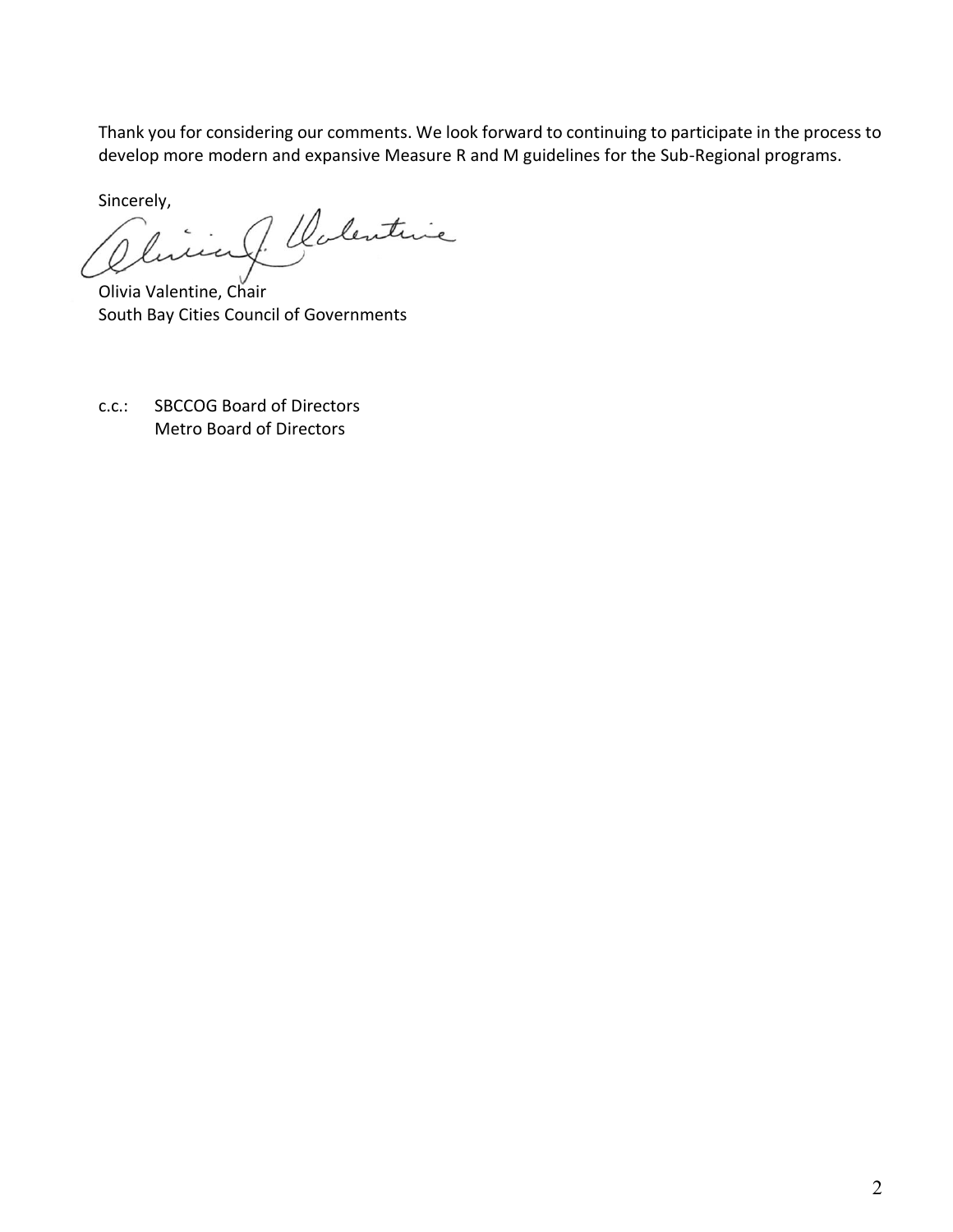Thank you for considering our comments. We look forward to continuing to participate in the process to develop more modern and expansive Measure R and M guidelines for the Sub-Regional programs.

Sincerely,

Olivia Valentine, Chair
South Bay Cities Council of Governments

c.c.: SBCCOG Board of Directors
Metro Board of Directors